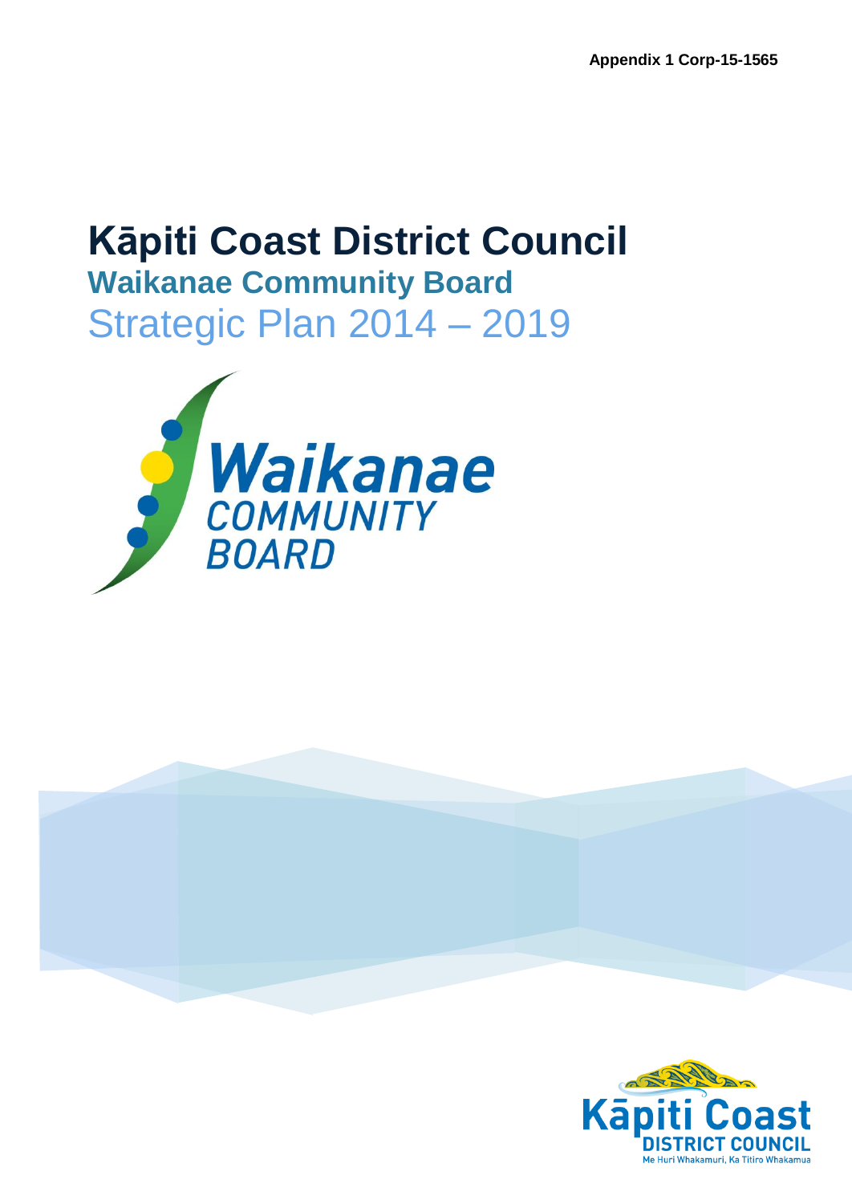**Appendix 1 Corp-15-1565**

# Kāpiti Coast District Council

## Waikanae Community Board

## Strategic Plan 2014 – 2019

Waikanae COMMUNITY BOARD

Kāpiti Coast DISTRICT COUNCIL

Me Huri Whakamuri, Ka Titiro Whakamua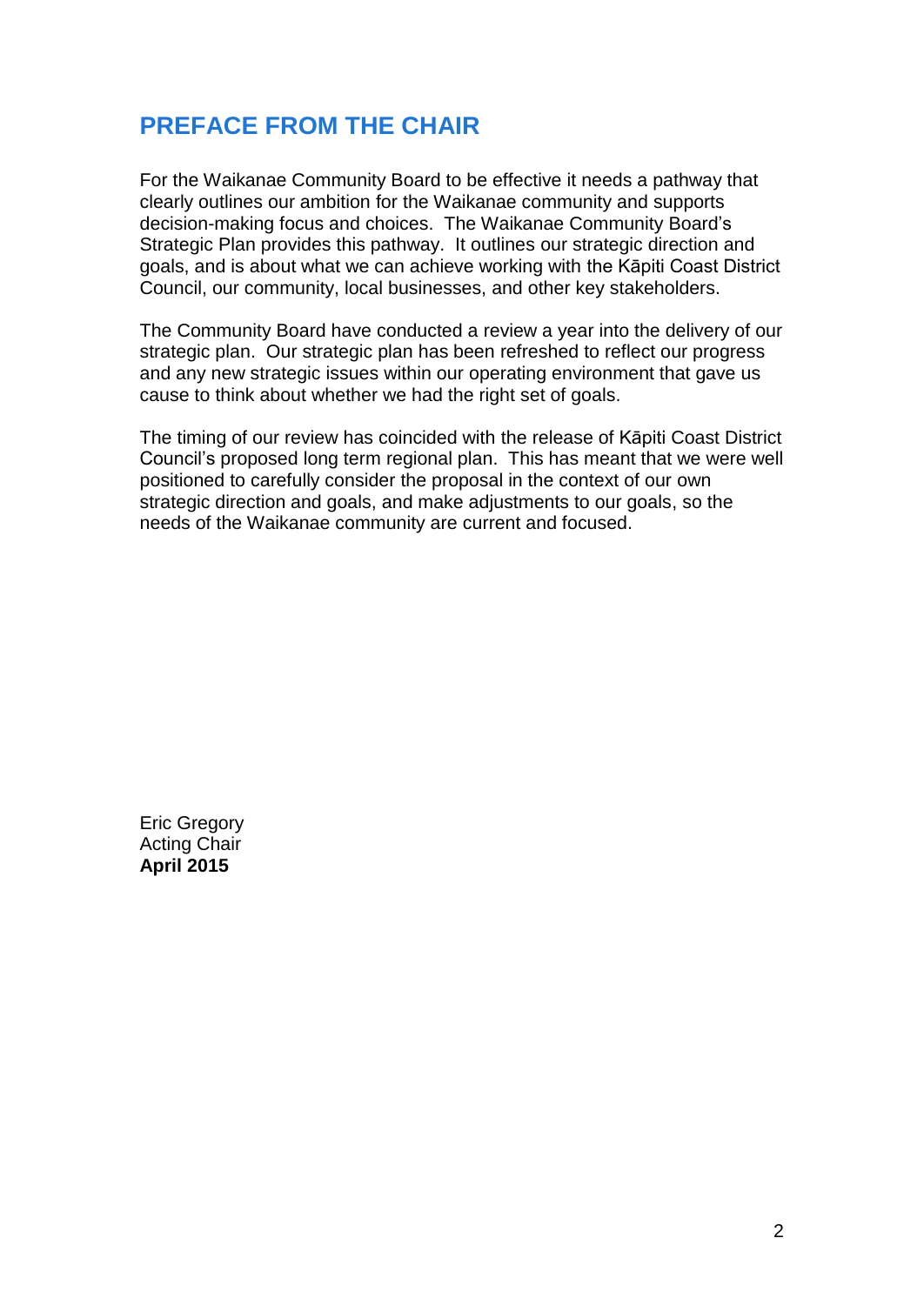# PREFACE FROM THE CHAIR

For the Waikanae Community Board to be effective it needs a pathway that clearly outlines our ambition for the Waikanae community and supports decision-making focus and choices. The Waikanae Community Board's Strategic Plan provides this pathway. It outlines our strategic direction and goals, and is about what we can achieve working with the Kāpiti Coast District Council, our community, local businesses, and other key stakeholders.

The Community Board have conducted a review a year into the delivery of our strategic plan. Our strategic plan has been refreshed to reflect our progress and any new strategic issues within our operating environment that gave us cause to think about whether we had the right set of goals.

The timing of our review has coincided with the release of Kāpiti Coast District Council's proposed long term regional plan. This has meant that we were well positioned to carefully consider the proposal in the context of our own strategic direction and goals, and make adjustments to our goals, so the needs of the Waikanae community are current and focused.

Eric Gregory
Acting Chair
**April 2015**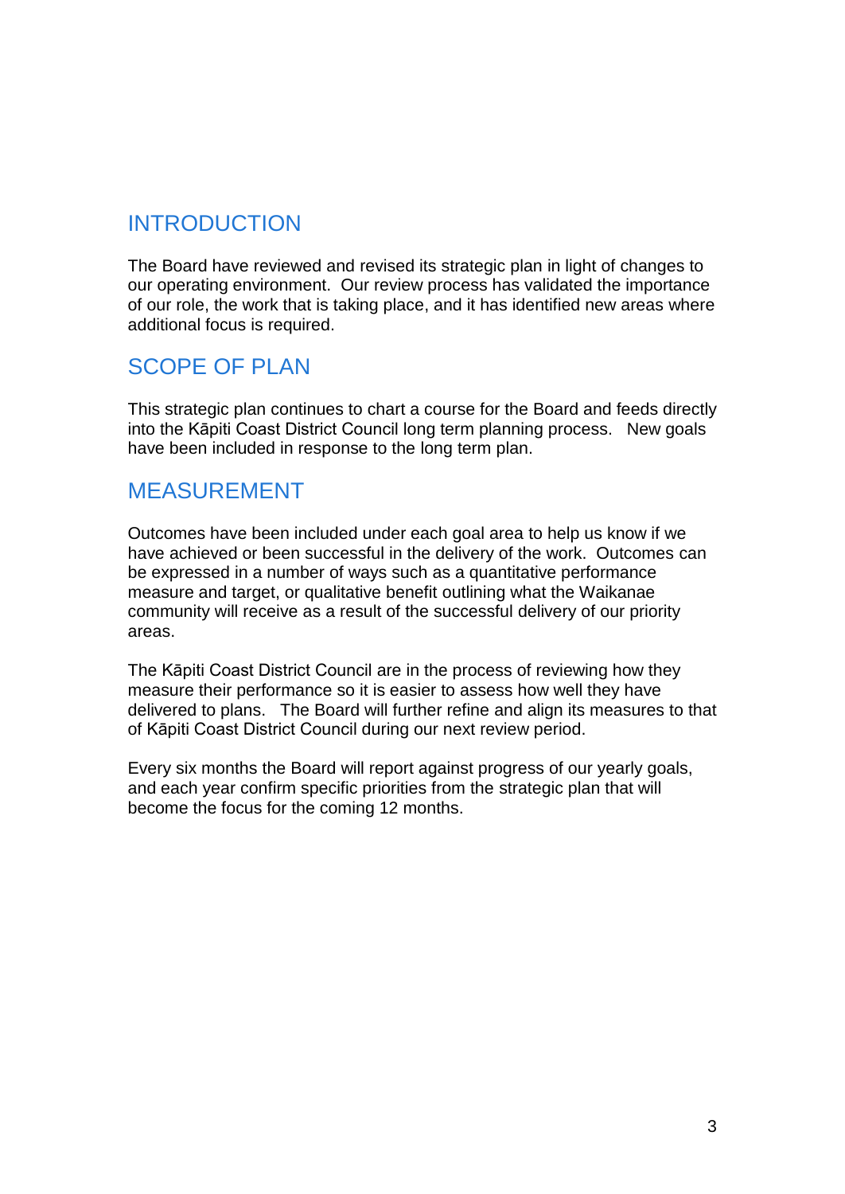## INTRODUCTION

The Board have reviewed and revised its strategic plan in light of changes to our operating environment. Our review process has validated the importance of our role, the work that is taking place, and it has identified new areas where additional focus is required.

## SCOPE OF PLAN

This strategic plan continues to chart a course for the Board and feeds directly into the Kāpiti Coast District Council long term planning process. New goals have been included in response to the long term plan.

## MEASUREMENT

Outcomes have been included under each goal area to help us know if we have achieved or been successful in the delivery of the work. Outcomes can be expressed in a number of ways such as a quantitative performance measure and target, or qualitative benefit outlining what the Waikanae community will receive as a result of the successful delivery of our priority areas.

The Kāpiti Coast District Council are in the process of reviewing how they measure their performance so it is easier to assess how well they have delivered to plans. The Board will further refine and align its measures to that of Kāpiti Coast District Council during our next review period.

Every six months the Board will report against progress of our yearly goals, and each year confirm specific priorities from the strategic plan that will become the focus for the coming 12 months.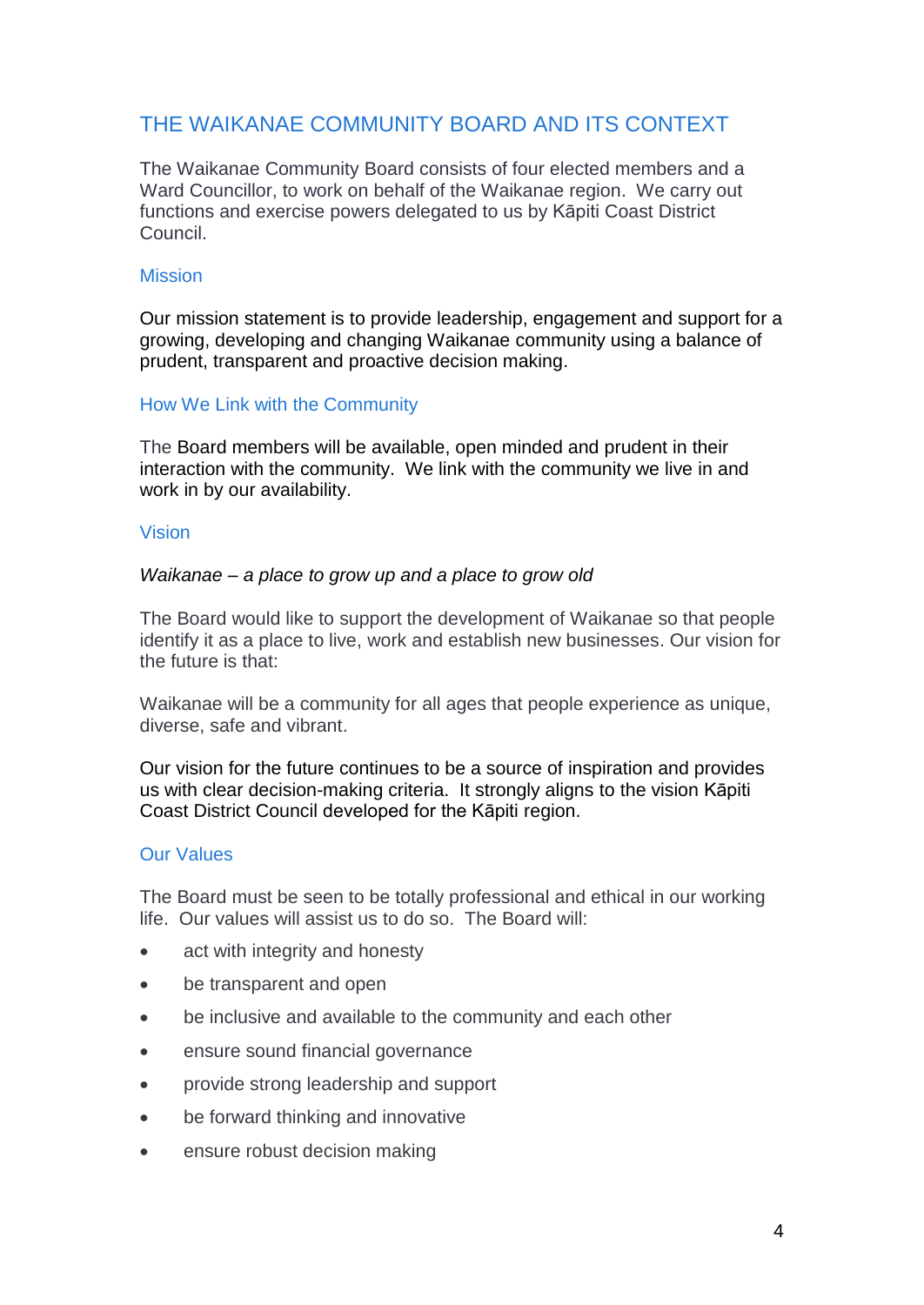## THE WAIKANAE COMMUNITY BOARD AND ITS CONTEXT

The Waikanae Community Board consists of four elected members and a Ward Councillor, to work on behalf of the Waikanae region. We carry out functions and exercise powers delegated to us by Kāpiti Coast District Council.

### Mission

Our mission statement is to provide leadership, engagement and support for a growing, developing and changing Waikanae community using a balance of prudent, transparent and proactive decision making.

### How We Link with the Community

The Board members will be available, open minded and prudent in their interaction with the community. We link with the community we live in and work in by our availability.

### Vision

*Waikanae – a place to grow up and a place to grow old*

The Board would like to support the development of Waikanae so that people identify it as a place to live, work and establish new businesses. Our vision for the future is that:

Waikanae will be a community for all ages that people experience as unique, diverse, safe and vibrant.

Our vision for the future continues to be a source of inspiration and provides us with clear decision-making criteria. It strongly aligns to the vision Kāpiti Coast District Council developed for the Kāpiti region.

### Our Values

The Board must be seen to be totally professional and ethical in our working life. Our values will assist us to do so. The Board will:

- act with integrity and honesty
- be transparent and open
- be inclusive and available to the community and each other
- ensure sound financial governance
- provide strong leadership and support
- be forward thinking and innovative
- ensure robust decision making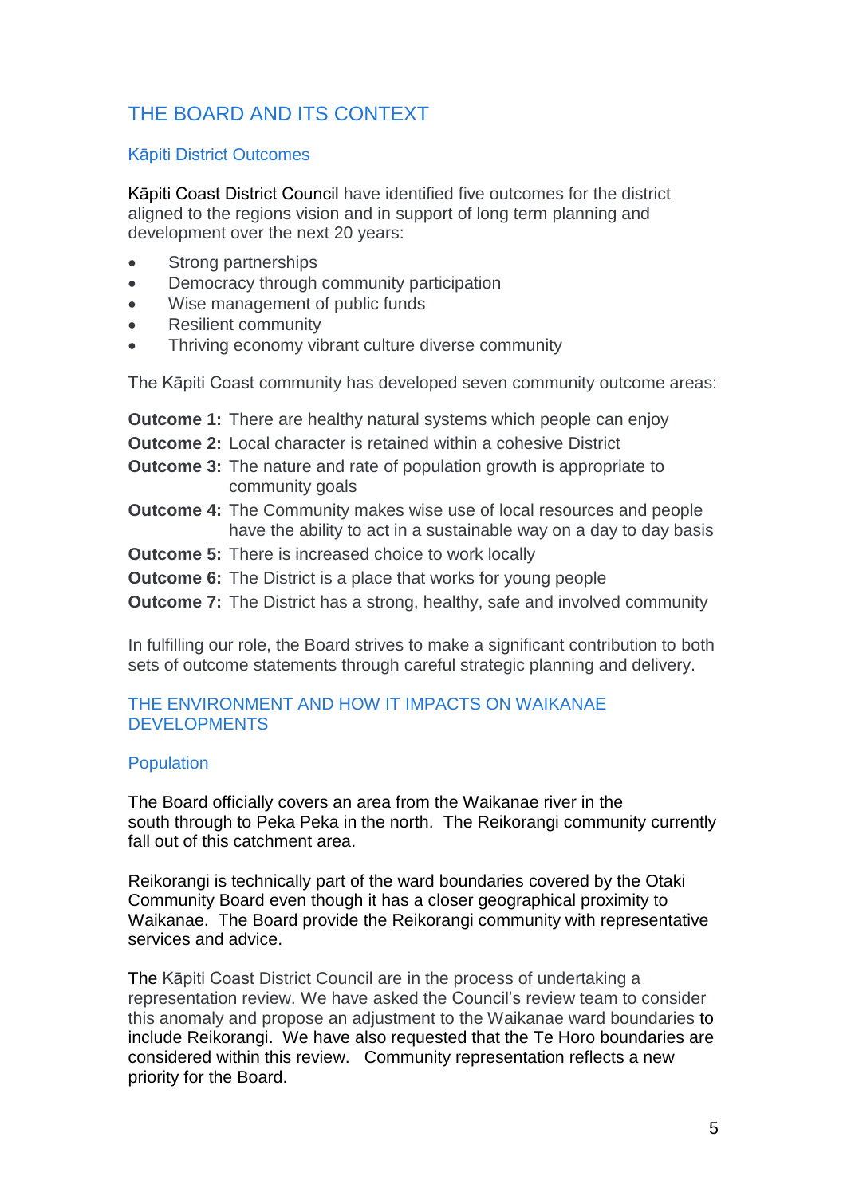## THE BOARD AND ITS CONTEXT

### Kāpiti District Outcomes

Kāpiti Coast District Council have identified five outcomes for the district aligned to the regions vision and in support of long term planning and development over the next 20 years:

- Strong partnerships
- Democracy through community participation
- Wise management of public funds
- Resilient community
- Thriving economy vibrant culture diverse community

The Kāpiti Coast community has developed seven community outcome areas:

**Outcome 1:** There are healthy natural systems which people can enjoy

**Outcome 2:** Local character is retained within a cohesive District

**Outcome 3:** The nature and rate of population growth is appropriate to community goals

**Outcome 4:** The Community makes wise use of local resources and people have the ability to act in a sustainable way on a day to day basis

**Outcome 5:** There is increased choice to work locally

**Outcome 6:** The District is a place that works for young people

**Outcome 7:** The District has a strong, healthy, safe and involved community

In fulfilling our role, the Board strives to make a significant contribution to both sets of outcome statements through careful strategic planning and delivery.

## THE ENVIRONMENT AND HOW IT IMPACTS ON WAIKANAE DEVELOPMENTS

### Population

The Board officially covers an area from the Waikanae river in the south through to Peka Peka in the north. The Reikorangi community currently fall out of this catchment area.

Reikorangi is technically part of the ward boundaries covered by the Otaki Community Board even though it has a closer geographical proximity to Waikanae. The Board provide the Reikorangi community with representative services and advice.

The Kāpiti Coast District Council are in the process of undertaking a representation review. We have asked the Council's review team to consider this anomaly and propose an adjustment to the Waikanae ward boundaries to include Reikorangi. We have also requested that the Te Horo boundaries are considered within this review. Community representation reflects a new priority for the Board.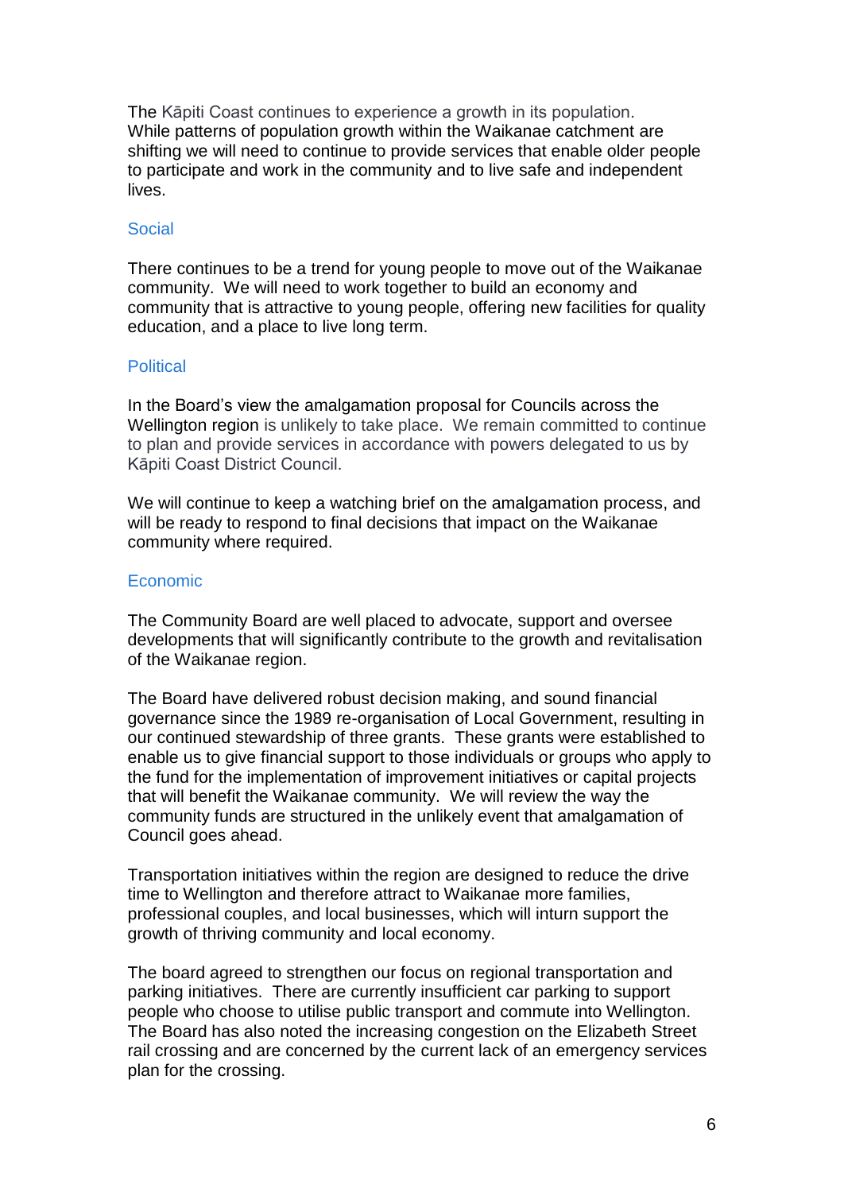The Kāpiti Coast continues to experience a growth in its population. While patterns of population growth within the Waikanae catchment are shifting we will need to continue to provide services that enable older people to participate and work in the community and to live safe and independent lives.

### Social

There continues to be a trend for young people to move out of the Waikanae community. We will need to work together to build an economy and community that is attractive to young people, offering new facilities for quality education, and a place to live long term.

### Political

In the Board's view the amalgamation proposal for Councils across the Wellington region is unlikely to take place. We remain committed to continue to plan and provide services in accordance with powers delegated to us by Kāpiti Coast District Council.

We will continue to keep a watching brief on the amalgamation process, and will be ready to respond to final decisions that impact on the Waikanae community where required.

### Economic

The Community Board are well placed to advocate, support and oversee developments that will significantly contribute to the growth and revitalisation of the Waikanae region.

The Board have delivered robust decision making, and sound financial governance since the 1989 re-organisation of Local Government, resulting in our continued stewardship of three grants. These grants were established to enable us to give financial support to those individuals or groups who apply to the fund for the implementation of improvement initiatives or capital projects that will benefit the Waikanae community. We will review the way the community funds are structured in the unlikely event that amalgamation of Council goes ahead.

Transportation initiatives within the region are designed to reduce the drive time to Wellington and therefore attract to Waikanae more families, professional couples, and local businesses, which will inturn support the growth of thriving community and local economy.

The board agreed to strengthen our focus on regional transportation and parking initiatives. There are currently insufficient car parking to support people who choose to utilise public transport and commute into Wellington. The Board has also noted the increasing congestion on the Elizabeth Street rail crossing and are concerned by the current lack of an emergency services plan for the crossing.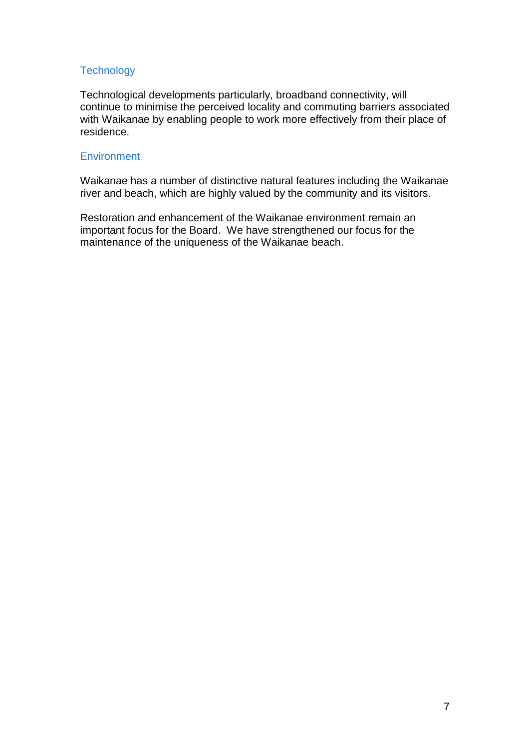### Technology

Technological developments particularly, broadband connectivity, will continue to minimise the perceived locality and commuting barriers associated with Waikanae by enabling people to work more effectively from their place of residence.

### Environment

Waikanae has a number of distinctive natural features including the Waikanae river and beach, which are highly valued by the community and its visitors.

Restoration and enhancement of the Waikanae environment remain an important focus for the Board. We have strengthened our focus for the maintenance of the uniqueness of the Waikanae beach.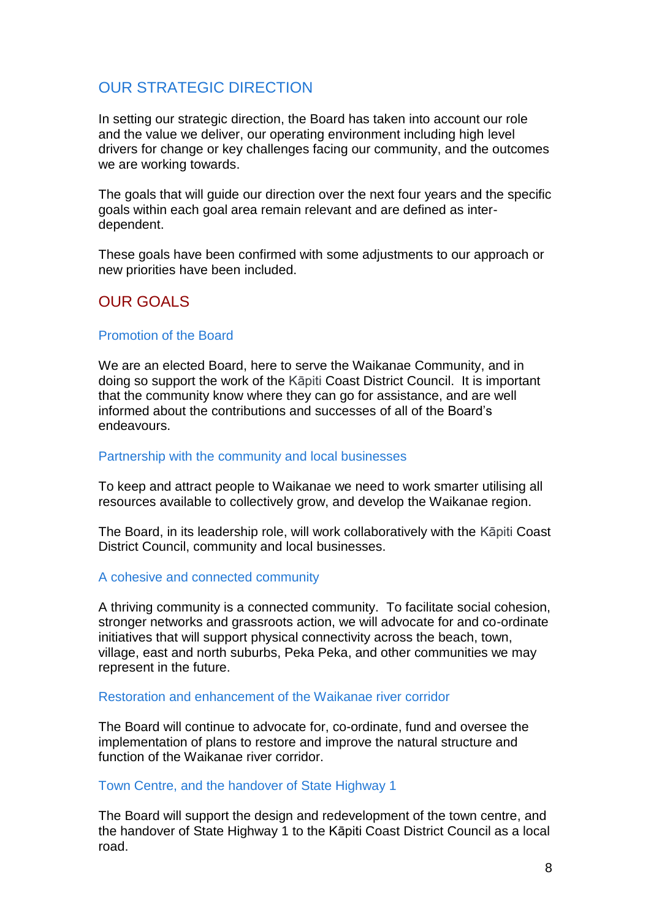## OUR STRATEGIC DIRECTION

In setting our strategic direction, the Board has taken into account our role and the value we deliver, our operating environment including high level drivers for change or key challenges facing our community, and the outcomes we are working towards.

The goals that will guide our direction over the next four years and the specific goals within each goal area remain relevant and are defined as inter-dependent.

These goals have been confirmed with some adjustments to our approach or new priorities have been included.

## OUR GOALS

### Promotion of the Board

We are an elected Board, here to serve the Waikanae Community, and in doing so support the work of the Kāpiti Coast District Council. It is important that the community know where they can go for assistance, and are well informed about the contributions and successes of all of the Board's endeavours.

### Partnership with the community and local businesses

To keep and attract people to Waikanae we need to work smarter utilising all resources available to collectively grow, and develop the Waikanae region.

The Board, in its leadership role, will work collaboratively with the Kāpiti Coast District Council, community and local businesses.

### A cohesive and connected community

A thriving community is a connected community. To facilitate social cohesion, stronger networks and grassroots action, we will advocate for and co-ordinate initiatives that will support physical connectivity across the beach, town, village, east and north suburbs, Peka Peka, and other communities we may represent in the future.

### Restoration and enhancement of the Waikanae river corridor

The Board will continue to advocate for, co-ordinate, fund and oversee the implementation of plans to restore and improve the natural structure and function of the Waikanae river corridor.

### Town Centre, and the handover of State Highway 1

The Board will support the design and redevelopment of the town centre, and the handover of State Highway 1 to the Kāpiti Coast District Council as a local road.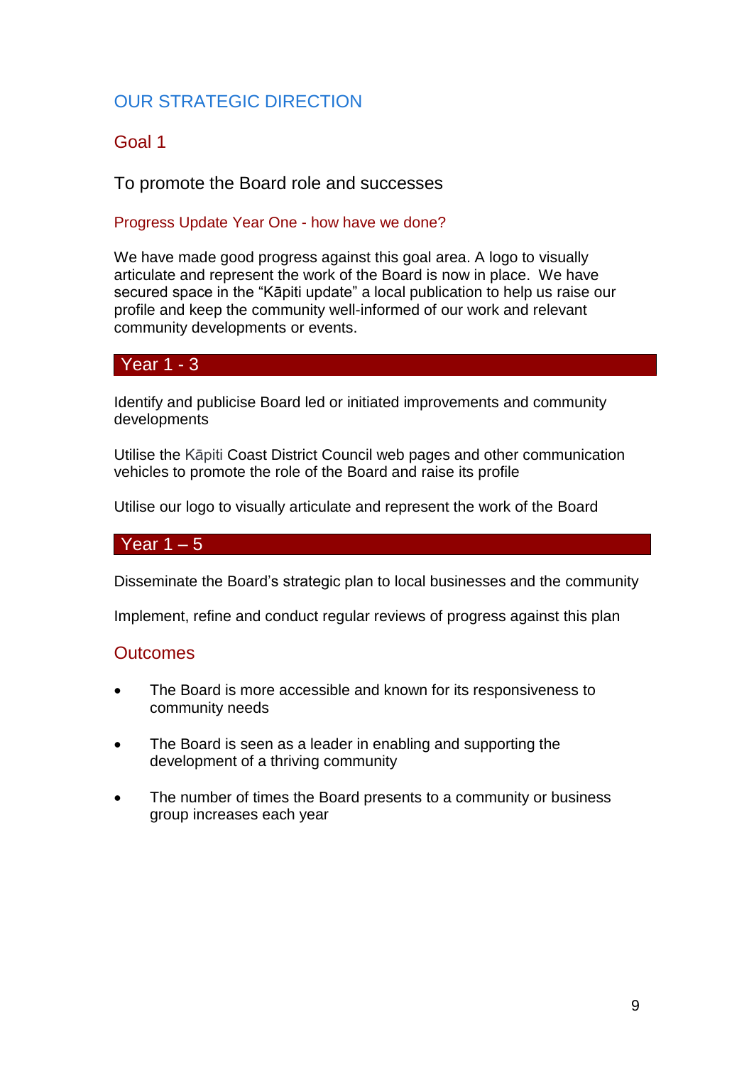# OUR STRATEGIC DIRECTION

## Goal 1

To promote the Board role and successes

### Progress Update Year One - how have we done?

We have made good progress against this goal area. A logo to visually articulate and represent the work of the Board is now in place. We have secured space in the “Kāpiti update” a local publication to help us raise our profile and keep the community well-informed of our work and relevant community developments or events.

### Year 1 - 3

Identify and publicise Board led or initiated improvements and community developments

Utilise the Kāpiti Coast District Council web pages and other communication vehicles to promote the role of the Board and raise its profile

Utilise our logo to visually articulate and represent the work of the Board

### Year 1 – 5

Disseminate the Board’s strategic plan to local businesses and the community

Implement, refine and conduct regular reviews of progress against this plan

### Outcomes

- The Board is more accessible and known for its responsiveness to community needs
- The Board is seen as a leader in enabling and supporting the development of a thriving community
- The number of times the Board presents to a community or business group increases each year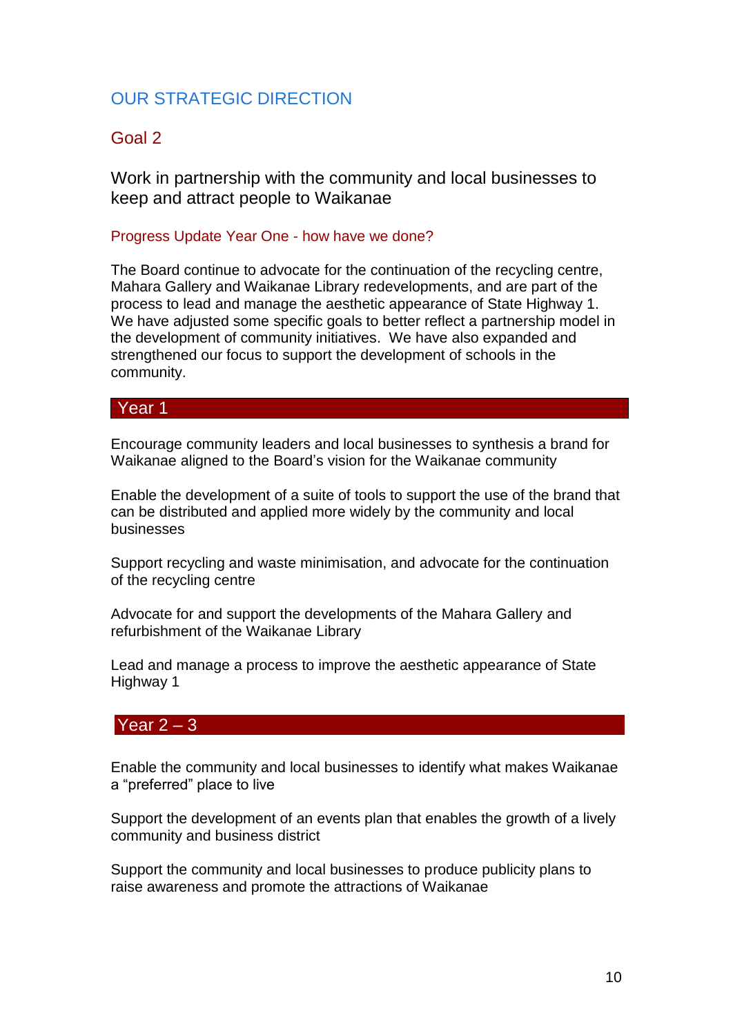# OUR STRATEGIC DIRECTION

## Goal 2

### Work in partnership with the community and local businesses to keep and attract people to Waikanae

#### Progress Update Year One - how have we done?

The Board continue to advocate for the continuation of the recycling centre, Mahara Gallery and Waikanae Library redevelopments, and are part of the process to lead and manage the aesthetic appearance of State Highway 1. We have adjusted some specific goals to better reflect a partnership model in the development of community initiatives. We have also expanded and strengthened our focus to support the development of schools in the community.

#### Year 1

Encourage community leaders and local businesses to synthesis a brand for Waikanae aligned to the Board's vision for the Waikanae community

Enable the development of a suite of tools to support the use of the brand that can be distributed and applied more widely by the community and local businesses

Support recycling and waste minimisation, and advocate for the continuation of the recycling centre

Advocate for and support the developments of the Mahara Gallery and refurbishment of the Waikanae Library

Lead and manage a process to improve the aesthetic appearance of State Highway 1

#### Year 2 – 3

Enable the community and local businesses to identify what makes Waikanae a "preferred" place to live

Support the development of an events plan that enables the growth of a lively community and business district

Support the community and local businesses to produce publicity plans to raise awareness and promote the attractions of Waikanae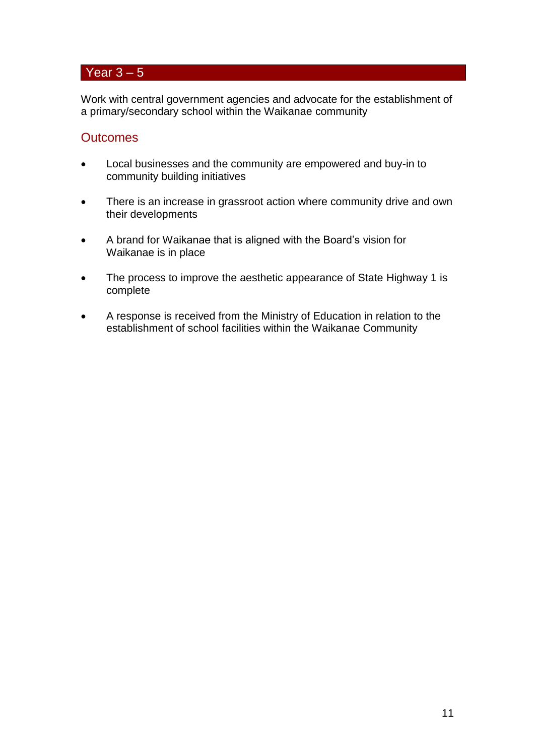## Year 3 – 5

Work with central government agencies and advocate for the establishment of a primary/secondary school within the Waikanae community

### Outcomes

- Local businesses and the community are empowered and buy-in to community building initiatives
- There is an increase in grassroot action where community drive and own their developments
- A brand for Waikanae that is aligned with the Board's vision for Waikanae is in place
- The process to improve the aesthetic appearance of State Highway 1 is complete
- A response is received from the Ministry of Education in relation to the establishment of school facilities within the Waikanae Community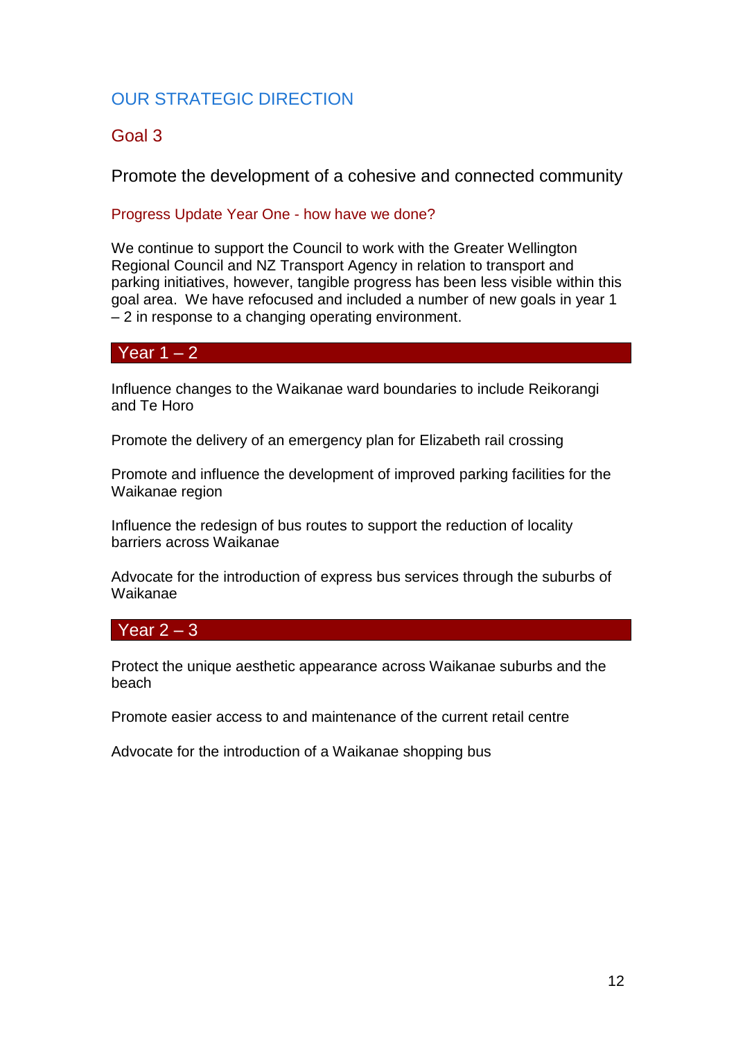## OUR STRATEGIC DIRECTION

### Goal 3

Promote the development of a cohesive and connected community

#### Progress Update Year One - how have we done?

We continue to support the Council to work with the Greater Wellington Regional Council and NZ Transport Agency in relation to transport and parking initiatives, however, tangible progress has been less visible within this goal area. We have refocused and included a number of new goals in year 1 – 2 in response to a changing operating environment.

#### Year 1 – 2

Influence changes to the Waikanae ward boundaries to include Reikorangi and Te Horo

Promote the delivery of an emergency plan for Elizabeth rail crossing

Promote and influence the development of improved parking facilities for the Waikanae region

Influence the redesign of bus routes to support the reduction of locality barriers across Waikanae

Advocate for the introduction of express bus services through the suburbs of Waikanae

#### Year 2 – 3

Protect the unique aesthetic appearance across Waikanae suburbs and the beach

Promote easier access to and maintenance of the current retail centre

Advocate for the introduction of a Waikanae shopping bus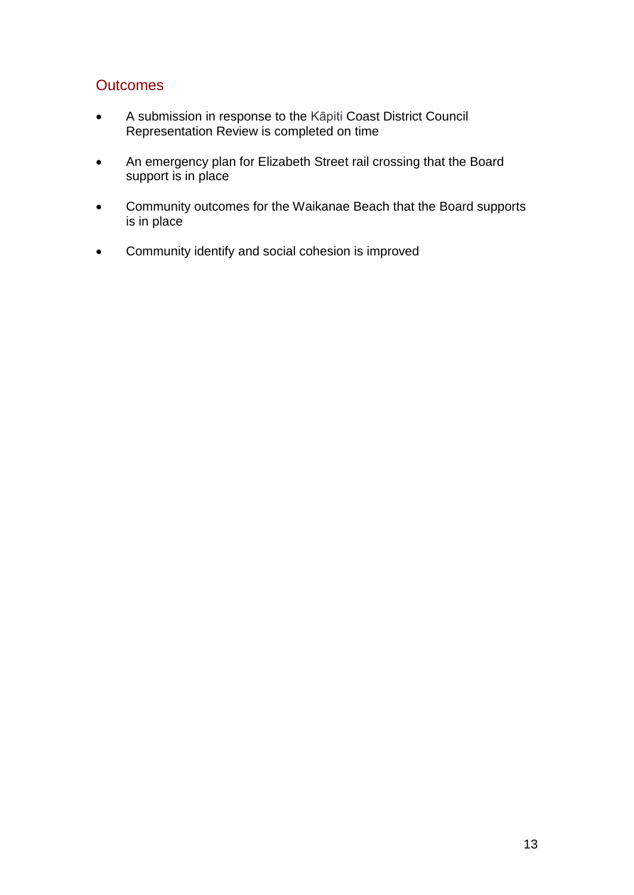## Outcomes

- A submission in response to the Kāpiti Coast District Council Representation Review is completed on time
- An emergency plan for Elizabeth Street rail crossing that the Board support is in place
- Community outcomes for the Waikanae Beach that the Board supports is in place
- Community identify and social cohesion is improved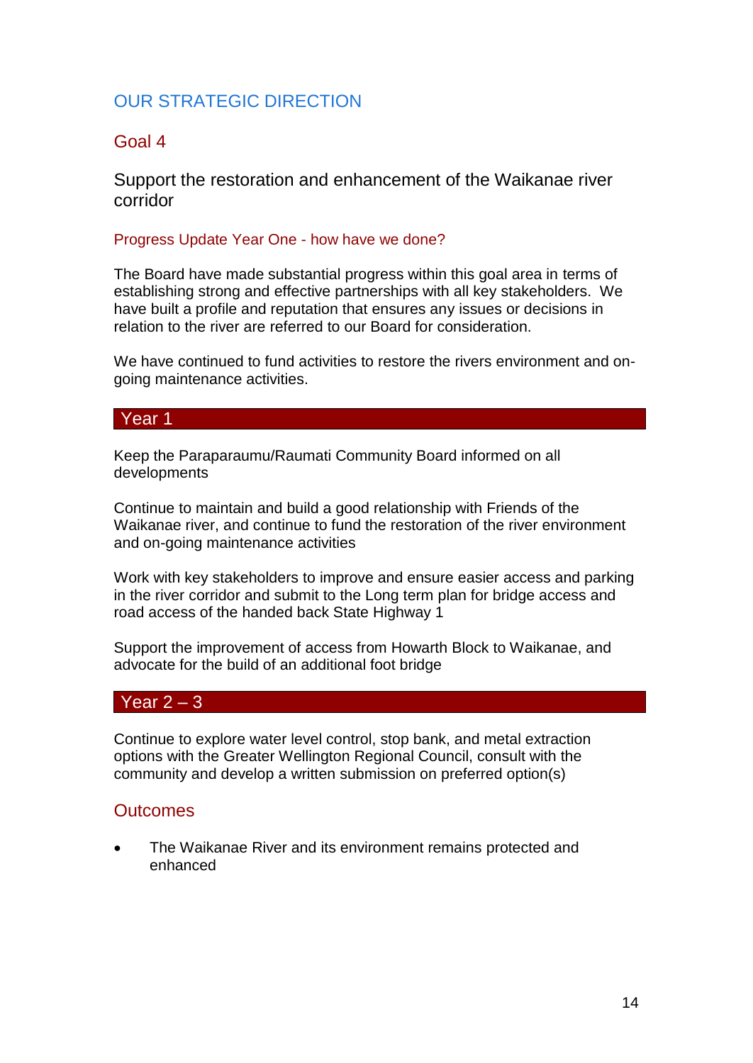# OUR STRATEGIC DIRECTION

## Goal 4

### Support the restoration and enhancement of the Waikanae river corridor

#### Progress Update Year One - how have we done?

The Board have made substantial progress within this goal area in terms of establishing strong and effective partnerships with all key stakeholders. We have built a profile and reputation that ensures any issues or decisions in relation to the river are referred to our Board for consideration.

We have continued to fund activities to restore the rivers environment and on-going maintenance activities.

### Year 1

Keep the Paraparaumu/Raumati Community Board informed on all developments

Continue to maintain and build a good relationship with Friends of the Waikanae river, and continue to fund the restoration of the river environment and on-going maintenance activities

Work with key stakeholders to improve and ensure easier access and parking in the river corridor and submit to the Long term plan for bridge access and road access of the handed back State Highway 1

Support the improvement of access from Howarth Block to Waikanae, and advocate for the build of an additional foot bridge

### Year 2 – 3

Continue to explore water level control, stop bank, and metal extraction options with the Greater Wellington Regional Council, consult with the community and develop a written submission on preferred option(s)

## Outcomes

- The Waikanae River and its environment remains protected and enhanced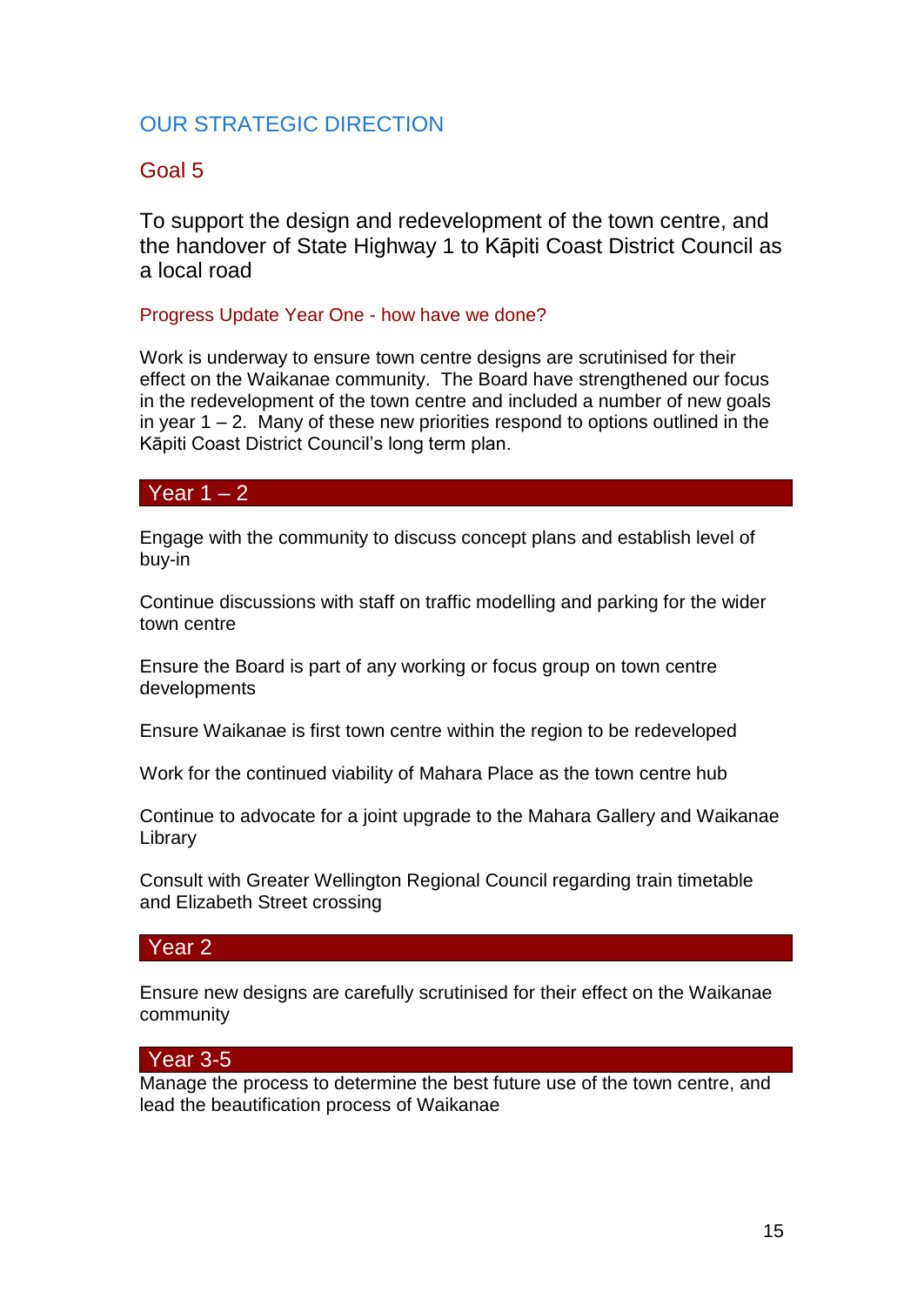## OUR STRATEGIC DIRECTION

### Goal 5

To support the design and redevelopment of the town centre, and the handover of State Highway 1 to Kāpiti Coast District Council as a local road

#### Progress Update Year One - how have we done?

Work is underway to ensure town centre designs are scrutinised for their effect on the Waikanae community. The Board have strengthened our focus in the redevelopment of the town centre and included a number of new goals in year 1 – 2. Many of these new priorities respond to options outlined in the Kāpiti Coast District Council's long term plan.

#### Year 1 – 2

Engage with the community to discuss concept plans and establish level of buy-in

Continue discussions with staff on traffic modelling and parking for the wider town centre

Ensure the Board is part of any working or focus group on town centre developments

Ensure Waikanae is first town centre within the region to be redeveloped

Work for the continued viability of Mahara Place as the town centre hub

Continue to advocate for a joint upgrade to the Mahara Gallery and Waikanae Library

Consult with Greater Wellington Regional Council regarding train timetable and Elizabeth Street crossing

#### Year 2

Ensure new designs are carefully scrutinised for their effect on the Waikanae community

#### Year 3-5

Manage the process to determine the best future use of the town centre, and lead the beautification process of Waikanae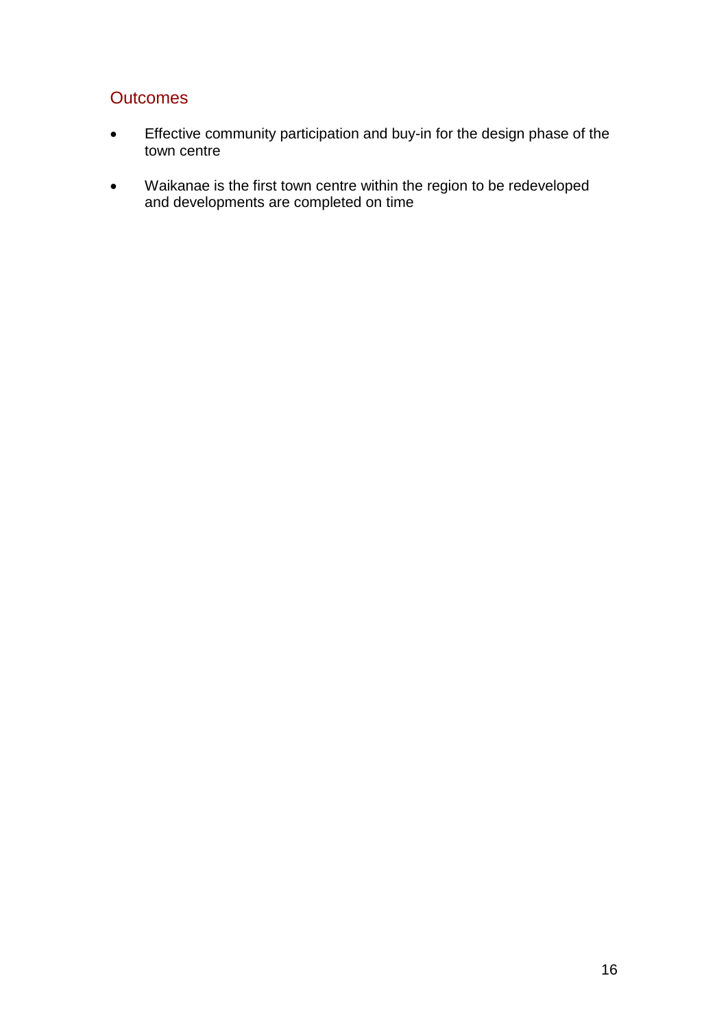## Outcomes

- Effective community participation and buy-in for the design phase of the town centre
- Waikanae is the first town centre within the region to be redeveloped and developments are completed on time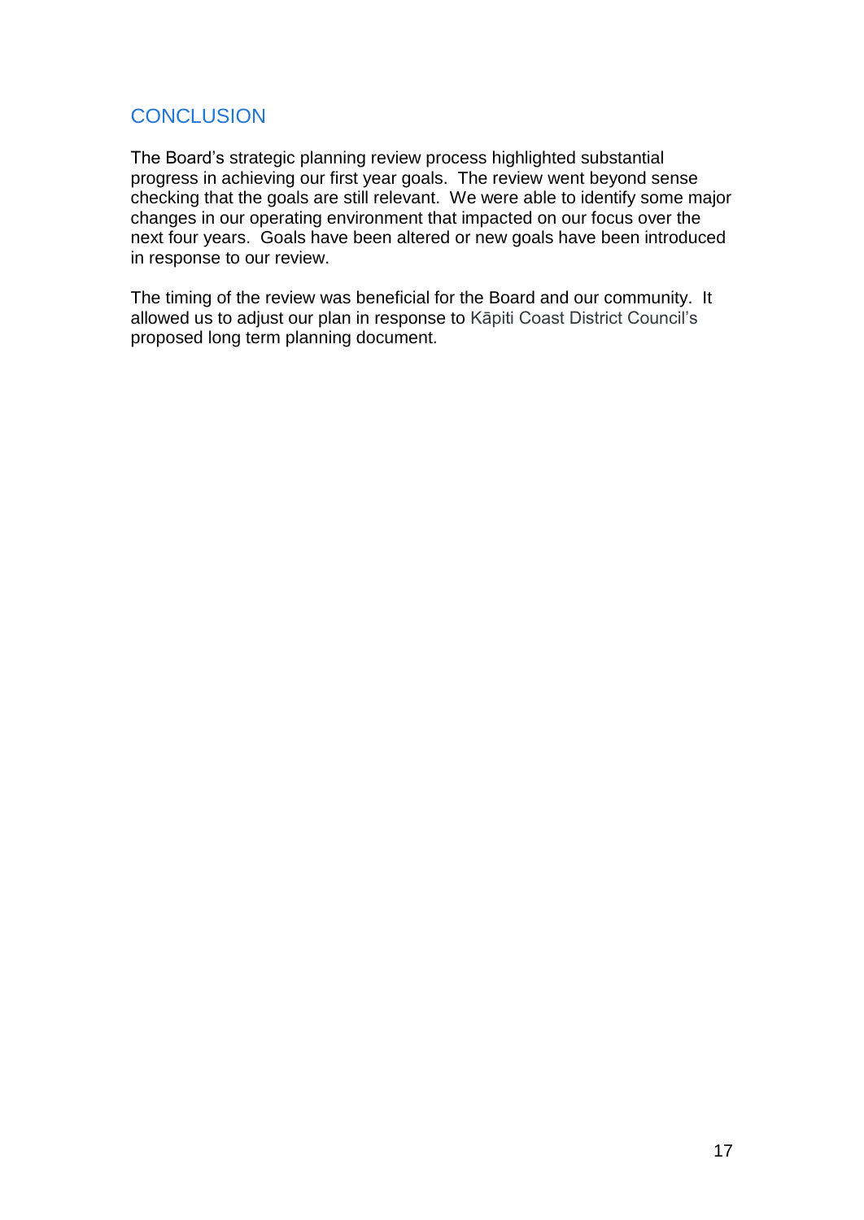## CONCLUSION

The Board's strategic planning review process highlighted substantial progress in achieving our first year goals. The review went beyond sense checking that the goals are still relevant. We were able to identify some major changes in our operating environment that impacted on our focus over the next four years. Goals have been altered or new goals have been introduced in response to our review.

The timing of the review was beneficial for the Board and our community. It allowed us to adjust our plan in response to Kāpiti Coast District Council's proposed long term planning document.